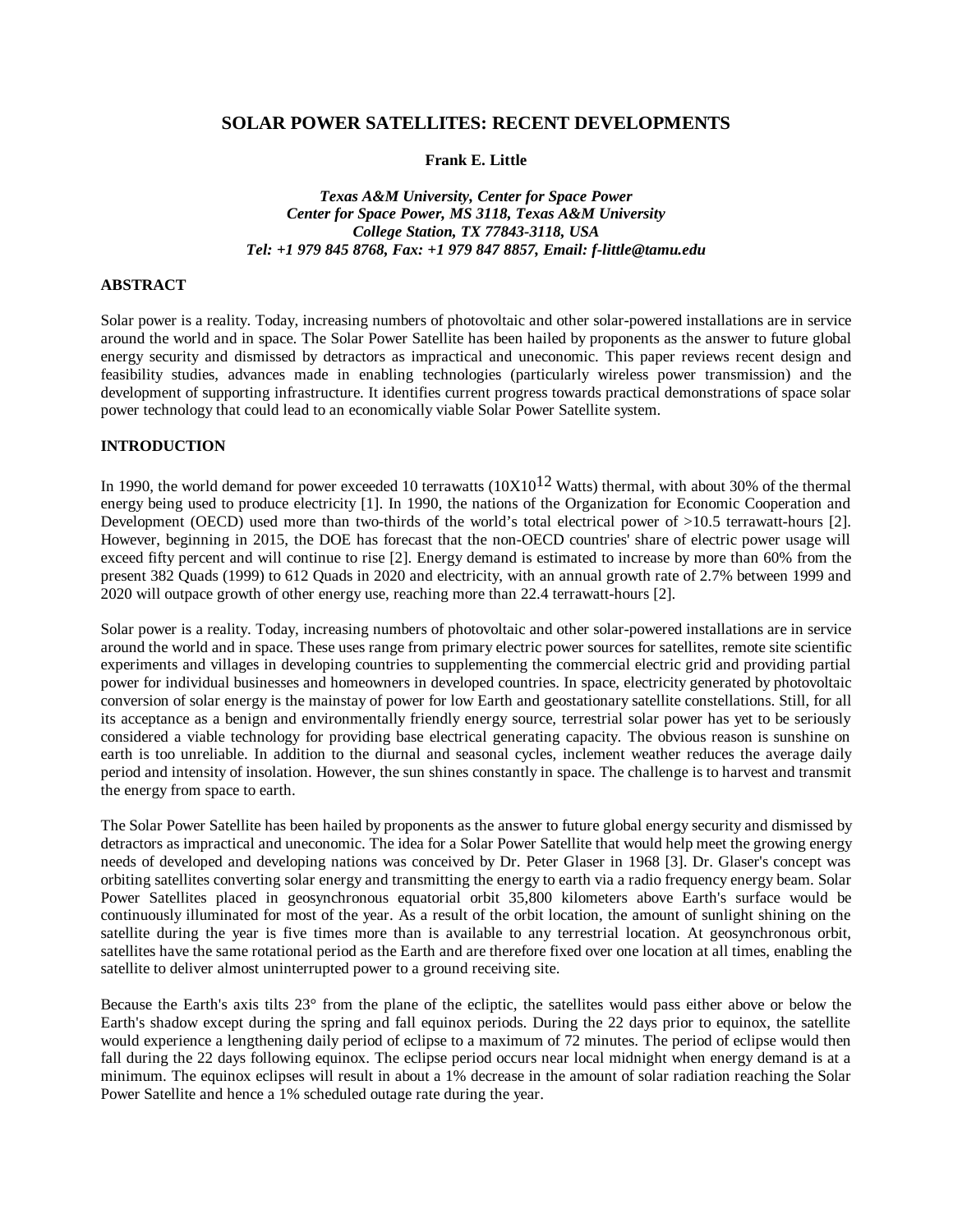# SOLAR POWER SATELLITES: RECENT DEVELOPMENTS

**Frank E. Little**

***Texas A&M University, Center for Space Power***
***Center for Space Power, MS 3118, Texas A&M University***
***College Station, TX 77843-3118, USA***
***Tel: +1 979 845 8768, Fax: +1 979 847 8857, Email: f-little@tamu.edu***

## ABSTRACT

Solar power is a reality. Today, increasing numbers of photovoltaic and other solar-powered installations are in service around the world and in space. The Solar Power Satellite has been hailed by proponents as the answer to future global energy security and dismissed by detractors as impractical and uneconomic. This paper reviews recent design and feasibility studies, advances made in enabling technologies (particularly wireless power transmission) and the development of supporting infrastructure. It identifies current progress towards practical demonstrations of space solar power technology that could lead to an economically viable Solar Power Satellite system.

## INTRODUCTION

In 1990, the world demand for power exceeded 10 terrawatts ($10X10^{12}$ Watts) thermal, with about 30% of the thermal energy being used to produce electricity [1]. In 1990, the nations of the Organization for Economic Cooperation and Development (OECD) used more than two-thirds of the world's total electrical power of >10.5 terrawatt-hours [2]. However, beginning in 2015, the DOE has forecast that the non-OECD countries' share of electric power usage will exceed fifty percent and will continue to rise [2]. Energy demand is estimated to increase by more than 60% from the present 382 Quads (1999) to 612 Quads in 2020 and electricity, with an annual growth rate of 2.7% between 1999 and 2020 will outpace growth of other energy use, reaching more than 22.4 terrawatt-hours [2].

Solar power is a reality. Today, increasing numbers of photovoltaic and other solar-powered installations are in service around the world and in space. These uses range from primary electric power sources for satellites, remote site scientific experiments and villages in developing countries to supplementing the commercial electric grid and providing partial power for individual businesses and homeowners in developed countries. In space, electricity generated by photovoltaic conversion of solar energy is the mainstay of power for low Earth and geostationary satellite constellations. Still, for all its acceptance as a benign and environmentally friendly energy source, terrestrial solar power has yet to be seriously considered a viable technology for providing base electrical generating capacity. The obvious reason is sunshine on earth is too unreliable. In addition to the diurnal and seasonal cycles, inclement weather reduces the average daily period and intensity of insolation. However, the sun shines constantly in space. The challenge is to harvest and transmit the energy from space to earth.

The Solar Power Satellite has been hailed by proponents as the answer to future global energy security and dismissed by detractors as impractical and uneconomic. The idea for a Solar Power Satellite that would help meet the growing energy needs of developed and developing nations was conceived by Dr. Peter Glaser in 1968 [3]. Dr. Glaser's concept was orbiting satellites converting solar energy and transmitting the energy to earth via a radio frequency energy beam. Solar Power Satellites placed in geosynchronous equatorial orbit 35,800 kilometers above Earth's surface would be continuously illuminated for most of the year. As a result of the orbit location, the amount of sunlight shining on the satellite during the year is five times more than is available to any terrestrial location. At geosynchronous orbit, satellites have the same rotational period as the Earth and are therefore fixed over one location at all times, enabling the satellite to deliver almost uninterrupted power to a ground receiving site.

Because the Earth's axis tilts 23° from the plane of the ecliptic, the satellites would pass either above or below the Earth's shadow except during the spring and fall equinox periods. During the 22 days prior to equinox, the satellite would experience a lengthening daily period of eclipse to a maximum of 72 minutes. The period of eclipse would then fall during the 22 days following equinox. The eclipse period occurs near local midnight when energy demand is at a minimum. The equinox eclipses will result in about a 1% decrease in the amount of solar radiation reaching the Solar Power Satellite and hence a 1% scheduled outage rate during the year.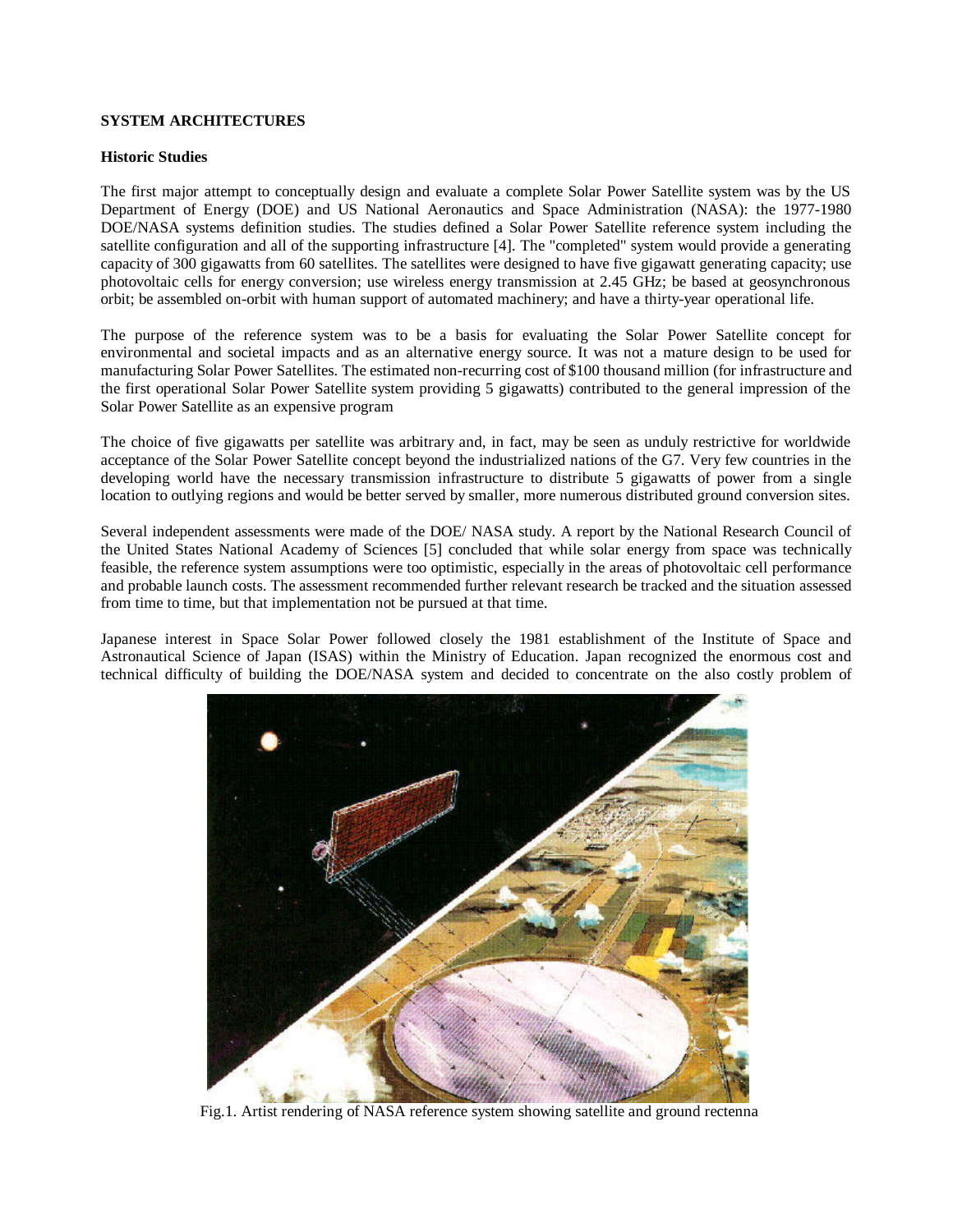## SYSTEM ARCHITECTURES

### Historic Studies

The first major attempt to conceptually design and evaluate a complete Solar Power Satellite system was by the US Department of Energy (DOE) and US National Aeronautics and Space Administration (NASA): the 1977-1980 DOE/NASA systems definition studies. The studies defined a Solar Power Satellite reference system including the satellite configuration and all of the supporting infrastructure [4]. The "completed" system would provide a generating capacity of 300 gigawatts from 60 satellites. The satellites were designed to have five gigawatt generating capacity; use photovoltaic cells for energy conversion; use wireless energy transmission at 2.45 GHz; be based at geosynchronous orbit; be assembled on-orbit with human support of automated machinery; and have a thirty-year operational life.

The purpose of the reference system was to be a basis for evaluating the Solar Power Satellite concept for environmental and societal impacts and as an alternative energy source. It was not a mature design to be used for manufacturing Solar Power Satellites. The estimated non-recurring cost of $100 thousand million (for infrastructure and the first operational Solar Power Satellite system providing 5 gigawatts) contributed to the general impression of the Solar Power Satellite as an expensive program

The choice of five gigawatts per satellite was arbitrary and, in fact, may be seen as unduly restrictive for worldwide acceptance of the Solar Power Satellite concept beyond the industrialized nations of the G7. Very few countries in the developing world have the necessary transmission infrastructure to distribute 5 gigawatts of power from a single location to outlying regions and would be better served by smaller, more numerous distributed ground conversion sites.

Several independent assessments were made of the DOE/ NASA study. A report by the National Research Council of the United States National Academy of Sciences [5] concluded that while solar energy from space was technically feasible, the reference system assumptions were too optimistic, especially in the areas of photovoltaic cell performance and probable launch costs. The assessment recommended further relevant research be tracked and the situation assessed from time to time, but that implementation not be pursued at that time.

Japanese interest in Space Solar Power followed closely the 1981 establishment of the Institute of Space and Astronautical Science of Japan (ISAS) within the Ministry of Education. Japan recognized the enormous cost and technical difficulty of building the DOE/NASA system and decided to concentrate on the also costly problem of

Fig.1. Artist rendering of NASA reference system showing satellite and ground rectenna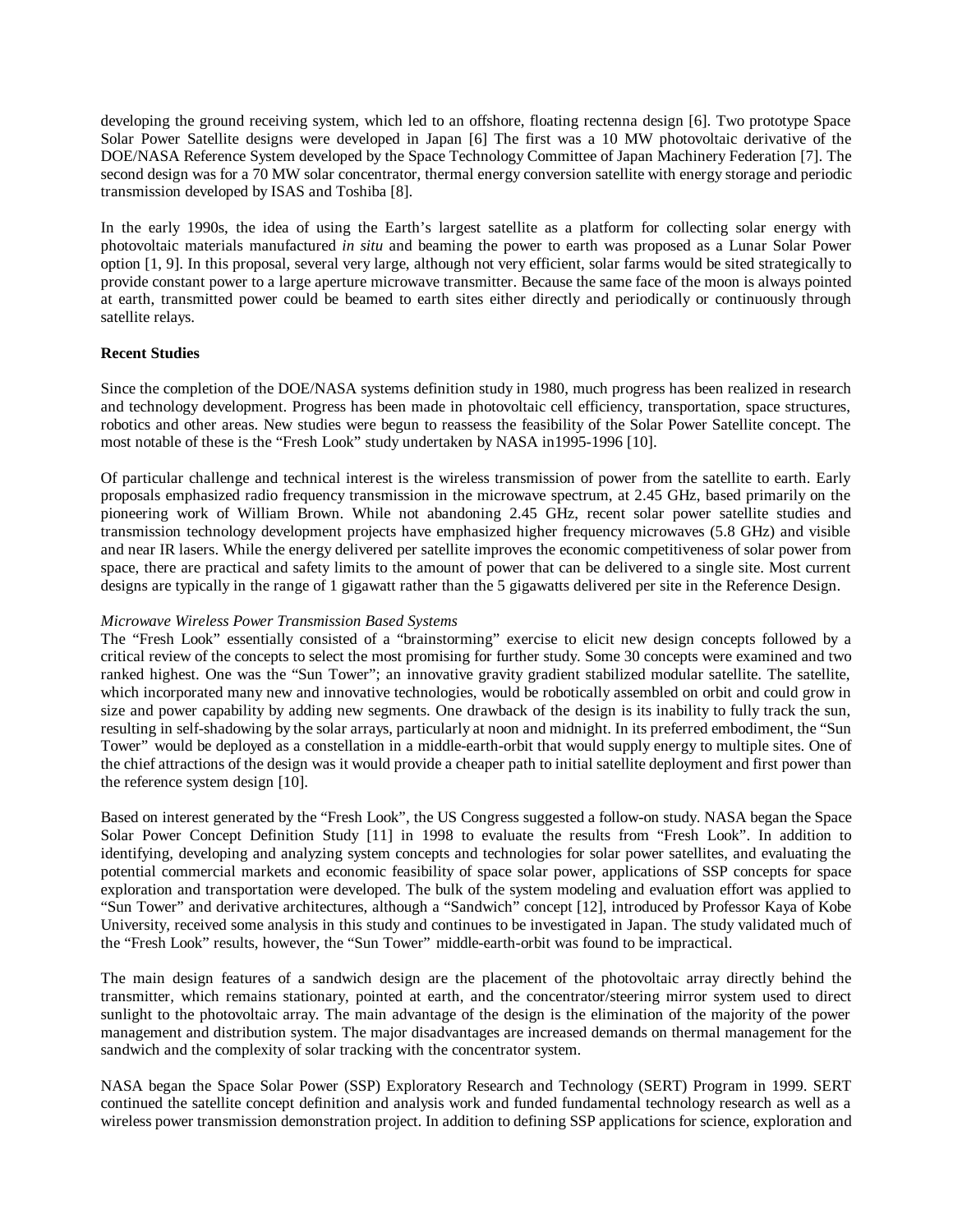developing the ground receiving system, which led to an offshore, floating rectenna design [6]. Two prototype Space Solar Power Satellite designs were developed in Japan [6] The first was a 10 MW photovoltaic derivative of the DOE/NASA Reference System developed by the Space Technology Committee of Japan Machinery Federation [7]. The second design was for a 70 MW solar concentrator, thermal energy conversion satellite with energy storage and periodic transmission developed by ISAS and Toshiba [8].

In the early 1990s, the idea of using the Earth's largest satellite as a platform for collecting solar energy with photovoltaic materials manufactured *in situ* and beaming the power to earth was proposed as a Lunar Solar Power option [1, 9]. In this proposal, several very large, although not very efficient, solar farms would be sited strategically to provide constant power to a large aperture microwave transmitter. Because the same face of the moon is always pointed at earth, transmitted power could be beamed to earth sites either directly and periodically or continuously through satellite relays.

**Recent Studies**

Since the completion of the DOE/NASA systems definition study in 1980, much progress has been realized in research and technology development. Progress has been made in photovoltaic cell efficiency, transportation, space structures, robotics and other areas. New studies were begun to reassess the feasibility of the Solar Power Satellite concept. The most notable of these is the "Fresh Look" study undertaken by NASA in1995-1996 [10].

Of particular challenge and technical interest is the wireless transmission of power from the satellite to earth. Early proposals emphasized radio frequency transmission in the microwave spectrum, at 2.45 GHz, based primarily on the pioneering work of William Brown. While not abandoning 2.45 GHz, recent solar power satellite studies and transmission technology development projects have emphasized higher frequency microwaves (5.8 GHz) and visible and near IR lasers. While the energy delivered per satellite improves the economic competitiveness of solar power from space, there are practical and safety limits to the amount of power that can be delivered to a single site. Most current designs are typically in the range of 1 gigawatt rather than the 5 gigawatts delivered per site in the Reference Design.

*Microwave Wireless Power Transmission Based Systems*

The "Fresh Look" essentially consisted of a "brainstorming" exercise to elicit new design concepts followed by a critical review of the concepts to select the most promising for further study. Some 30 concepts were examined and two ranked highest. One was the "Sun Tower"; an innovative gravity gradient stabilized modular satellite. The satellite, which incorporated many new and innovative technologies, would be robotically assembled on orbit and could grow in size and power capability by adding new segments. One drawback of the design is its inability to fully track the sun, resulting in self-shadowing by the solar arrays, particularly at noon and midnight. In its preferred embodiment, the "Sun Tower" would be deployed as a constellation in a middle-earth-orbit that would supply energy to multiple sites. One of the chief attractions of the design was it would provide a cheaper path to initial satellite deployment and first power than the reference system design [10].

Based on interest generated by the "Fresh Look", the US Congress suggested a follow-on study. NASA began the Space Solar Power Concept Definition Study [11] in 1998 to evaluate the results from "Fresh Look". In addition to identifying, developing and analyzing system concepts and technologies for solar power satellites, and evaluating the potential commercial markets and economic feasibility of space solar power, applications of SSP concepts for space exploration and transportation were developed. The bulk of the system modeling and evaluation effort was applied to "Sun Tower" and derivative architectures, although a "Sandwich" concept [12], introduced by Professor Kaya of Kobe University, received some analysis in this study and continues to be investigated in Japan. The study validated much of the "Fresh Look" results, however, the "Sun Tower" middle-earth-orbit was found to be impractical.

The main design features of a sandwich design are the placement of the photovoltaic array directly behind the transmitter, which remains stationary, pointed at earth, and the concentrator/steering mirror system used to direct sunlight to the photovoltaic array. The main advantage of the design is the elimination of the majority of the power management and distribution system. The major disadvantages are increased demands on thermal management for the sandwich and the complexity of solar tracking with the concentrator system.

NASA began the Space Solar Power (SSP) Exploratory Research and Technology (SERT) Program in 1999. SERT continued the satellite concept definition and analysis work and funded fundamental technology research as well as a wireless power transmission demonstration project. In addition to defining SSP applications for science, exploration and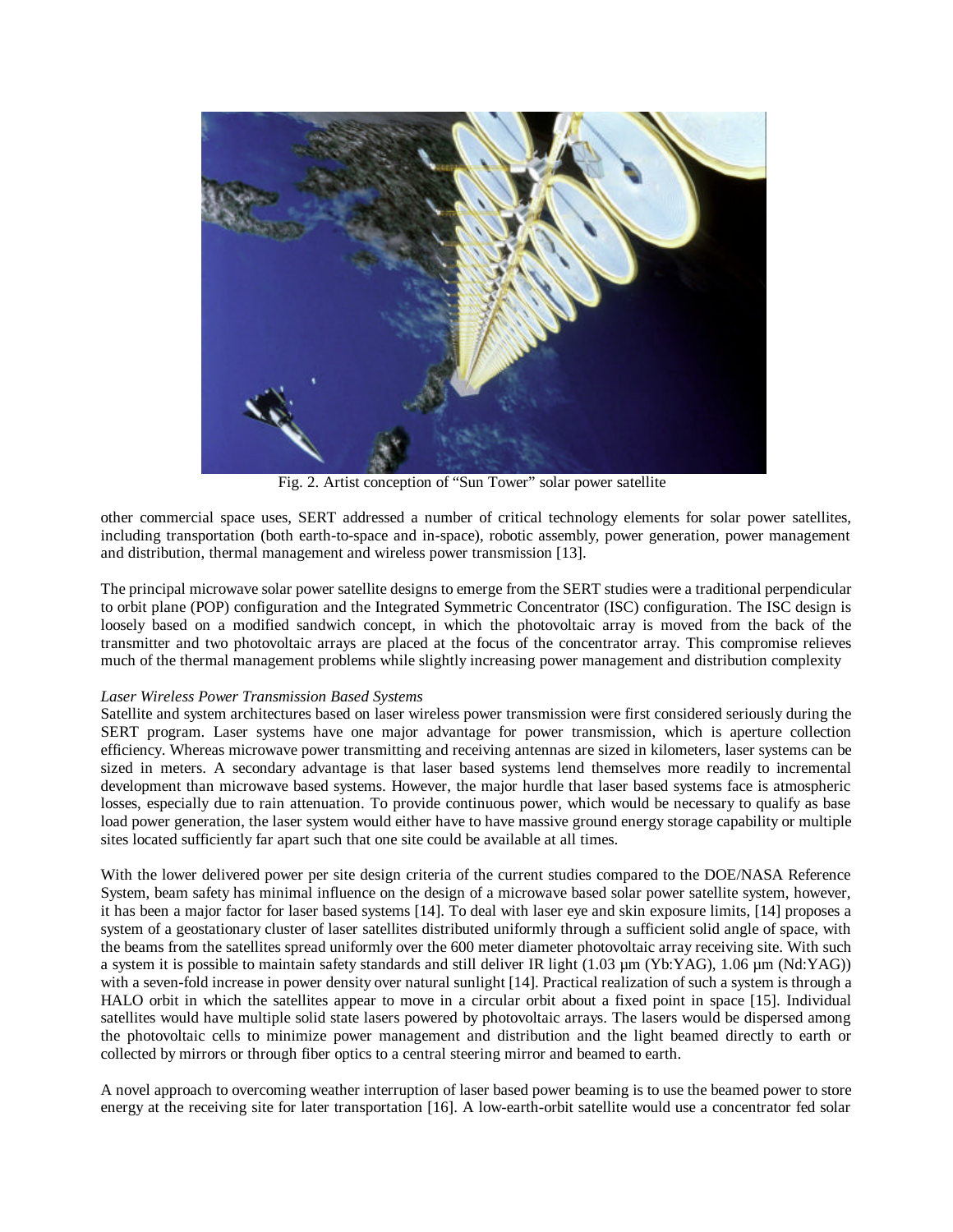Fig. 2. Artist conception of “Sun Tower” solar power satellite

other commercial space uses, SERT addressed a number of critical technology elements for solar power satellites, including transportation (both earth-to-space and in-space), robotic assembly, power generation, power management and distribution, thermal management and wireless power transmission [13].

The principal microwave solar power satellite designs to emerge from the SERT studies were a traditional perpendicular to orbit plane (POP) configuration and the Integrated Symmetric Concentrator (ISC) configuration. The ISC design is loosely based on a modified sandwich concept, in which the photovoltaic array is moved from the back of the transmitter and two photovoltaic arrays are placed at the focus of the concentrator array. This compromise relieves much of the thermal management problems while slightly increasing power management and distribution complexity

*Laser Wireless Power Transmission Based Systems*

Satellite and system architectures based on laser wireless power transmission were first considered seriously during the SERT program. Laser systems have one major advantage for power transmission, which is aperture collection efficiency. Whereas microwave power transmitting and receiving antennas are sized in kilometers, laser systems can be sized in meters. A secondary advantage is that laser based systems lend themselves more readily to incremental development than microwave based systems. However, the major hurdle that laser based systems face is atmospheric losses, especially due to rain attenuation. To provide continuous power, which would be necessary to qualify as base load power generation, the laser system would either have to have massive ground energy storage capability or multiple sites located sufficiently far apart such that one site could be available at all times.

With the lower delivered power per site design criteria of the current studies compared to the DOE/NASA Reference System, beam safety has minimal influence on the design of a microwave based solar power satellite system, however, it has been a major factor for laser based systems [14]. To deal with laser eye and skin exposure limits, [14] proposes a system of a geostationary cluster of laser satellites distributed uniformly through a sufficient solid angle of space, with the beams from the satellites spread uniformly over the 600 meter diameter photovoltaic array receiving site. With such a system it is possible to maintain safety standards and still deliver IR light (1.03 μm (Yb:YAG), 1.06 μm (Nd:YAG)) with a seven-fold increase in power density over natural sunlight [14]. Practical realization of such a system is through a HALO orbit in which the satellites appear to move in a circular orbit about a fixed point in space [15]. Individual satellites would have multiple solid state lasers powered by photovoltaic arrays. The lasers would be dispersed among the photovoltaic cells to minimize power management and distribution and the light beamed directly to earth or collected by mirrors or through fiber optics to a central steering mirror and beamed to earth.

A novel approach to overcoming weather interruption of laser based power beaming is to use the beamed power to store energy at the receiving site for later transportation [16]. A low-earth-orbit satellite would use a concentrator fed solar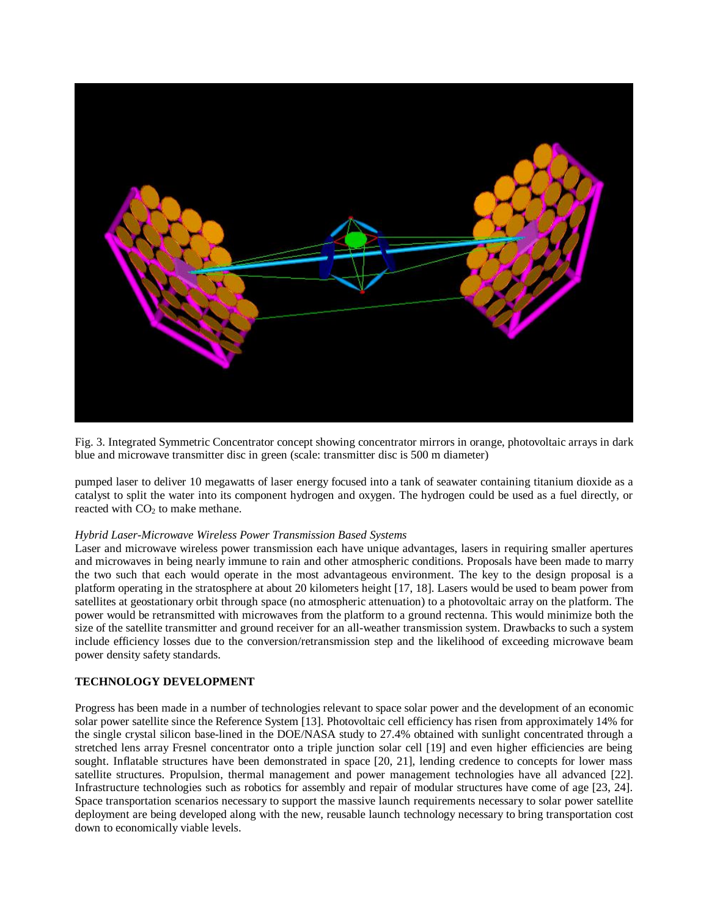Fig. 3. Integrated Symmetric Concentrator concept showing concentrator mirrors in orange, photovoltaic arrays in dark blue and microwave transmitter disc in green (scale: transmitter disc is 500 m diameter)

pumped laser to deliver 10 megawatts of laser energy focused into a tank of seawater containing titanium dioxide as a catalyst to split the water into its component hydrogen and oxygen. The hydrogen could be used as a fuel directly, or reacted with $CO_2$ to make methane.

*Hybrid Laser-Microwave Wireless Power Transmission Based Systems*

Laser and microwave wireless power transmission each have unique advantages, lasers in requiring smaller apertures and microwaves in being nearly immune to rain and other atmospheric conditions. Proposals have been made to marry the two such that each would operate in the most advantageous environment. The key to the design proposal is a platform operating in the stratosphere at about 20 kilometers height [17, 18]. Lasers would be used to beam power from satellites at geostationary orbit through space (no atmospheric attenuation) to a photovoltaic array on the platform. The power would be retransmitted with microwaves from the platform to a ground rectenna. This would minimize both the size of the satellite transmitter and ground receiver for an all-weather transmission system. Drawbacks to such a system include efficiency losses due to the conversion/retransmission step and the likelihood of exceeding microwave beam power density safety standards.

## TECHNOLOGY DEVELOPMENT

Progress has been made in a number of technologies relevant to space solar power and the development of an economic solar power satellite since the Reference System [13]. Photovoltaic cell efficiency has risen from approximately 14% for the single crystal silicon base-lined in the DOE/NASA study to 27.4% obtained with sunlight concentrated through a stretched lens array Fresnel concentrator onto a triple junction solar cell [19] and even higher efficiencies are being sought. Inflatable structures have been demonstrated in space [20, 21], lending credence to concepts for lower mass satellite structures. Propulsion, thermal management and power management technologies have all advanced [22]. Infrastructure technologies such as robotics for assembly and repair of modular structures have come of age [23, 24]. Space transportation scenarios necessary to support the massive launch requirements necessary to solar power satellite deployment are being developed along with the new, reusable launch technology necessary to bring transportation cost down to economically viable levels.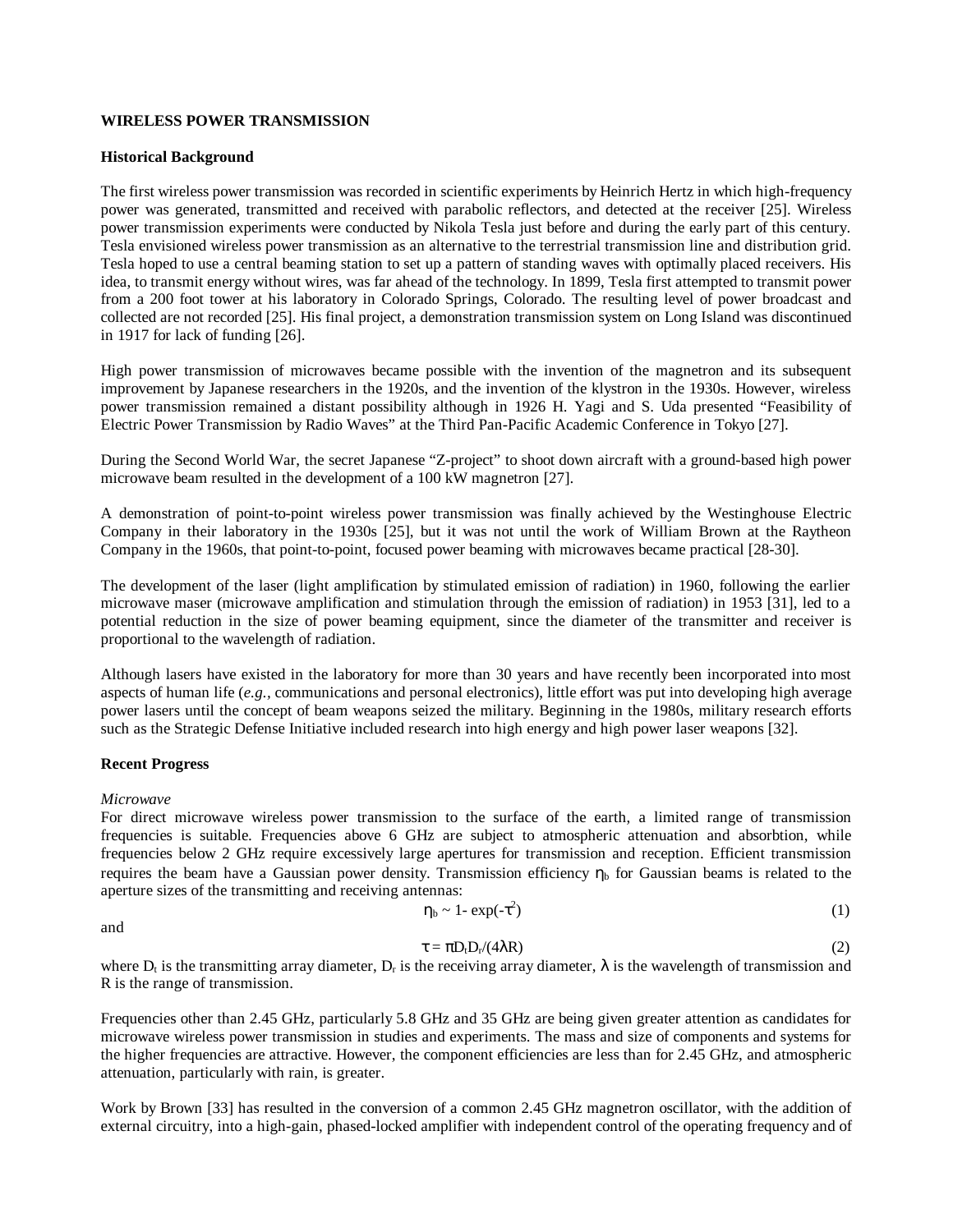**WIRELESS POWER TRANSMISSION**

**Historical Background**

The first wireless power transmission was recorded in scientific experiments by Heinrich Hertz in which high-frequency power was generated, transmitted and received with parabolic reflectors, and detected at the receiver [25]. Wireless power transmission experiments were conducted by Nikola Tesla just before and during the early part of this century. Tesla envisioned wireless power transmission as an alternative to the terrestrial transmission line and distribution grid. Tesla hoped to use a central beaming station to set up a pattern of standing waves with optimally placed receivers. His idea, to transmit energy without wires, was far ahead of the technology. In 1899, Tesla first attempted to transmit power from a 200 foot tower at his laboratory in Colorado Springs, Colorado. The resulting level of power broadcast and collected are not recorded [25]. His final project, a demonstration transmission system on Long Island was discontinued in 1917 for lack of funding [26].

High power transmission of microwaves became possible with the invention of the magnetron and its subsequent improvement by Japanese researchers in the 1920s, and the invention of the klystron in the 1930s. However, wireless power transmission remained a distant possibility although in 1926 H. Yagi and S. Uda presented "Feasibility of Electric Power Transmission by Radio Waves" at the Third Pan-Pacific Academic Conference in Tokyo [27].

During the Second World War, the secret Japanese "Z-project" to shoot down aircraft with a ground-based high power microwave beam resulted in the development of a 100 kW magnetron [27].

A demonstration of point-to-point wireless power transmission was finally achieved by the Westinghouse Electric Company in their laboratory in the 1930s [25], but it was not until the work of William Brown at the Raytheon Company in the 1960s, that point-to-point, focused power beaming with microwaves became practical [28-30].

The development of the laser (light amplification by stimulated emission of radiation) in 1960, following the earlier microwave maser (microwave amplification and stimulation through the emission of radiation) in 1953 [31], led to a potential reduction in the size of power beaming equipment, since the diameter of the transmitter and receiver is proportional to the wavelength of radiation.

Although lasers have existed in the laboratory for more than 30 years and have recently been incorporated into most aspects of human life (*e.g.,* communications and personal electronics), little effort was put into developing high average power lasers until the concept of beam weapons seized the military. Beginning in the 1980s, military research efforts such as the Strategic Defense Initiative included research into high energy and high power laser weapons [32].

**Recent Progress**

*Microwave*

For direct microwave wireless power transmission to the surface of the earth, a limited range of transmission frequencies is suitable. Frequencies above 6 GHz are subject to atmospheric attenuation and absorbtion, while frequencies below 2 GHz require excessively large apertures for transmission and reception. Efficient transmission requires the beam have a Gaussian power density. Transmission efficiency $\eta_b$ for Gaussian beams is related to the aperture sizes of the transmitting and receiving antennas:

$$\eta_b \sim 1\text{- } \exp(-\tau^2) \tag{1}$$

and

$$\tau = \pi D_t D_r/(4\lambda R) \tag{2}$$

where $D_t$ is the transmitting array diameter, $D_r$ is the receiving array diameter, $\lambda$ is the wavelength of transmission and R is the range of transmission.

Frequencies other than 2.45 GHz, particularly 5.8 GHz and 35 GHz are being given greater attention as candidates for microwave wireless power transmission in studies and experiments. The mass and size of components and systems for the higher frequencies are attractive. However, the component efficiencies are less than for 2.45 GHz, and atmospheric attenuation, particularly with rain, is greater.

Work by Brown [33] has resulted in the conversion of a common 2.45 GHz magnetron oscillator, with the addition of external circuitry, into a high-gain, phased-locked amplifier with independent control of the operating frequency and of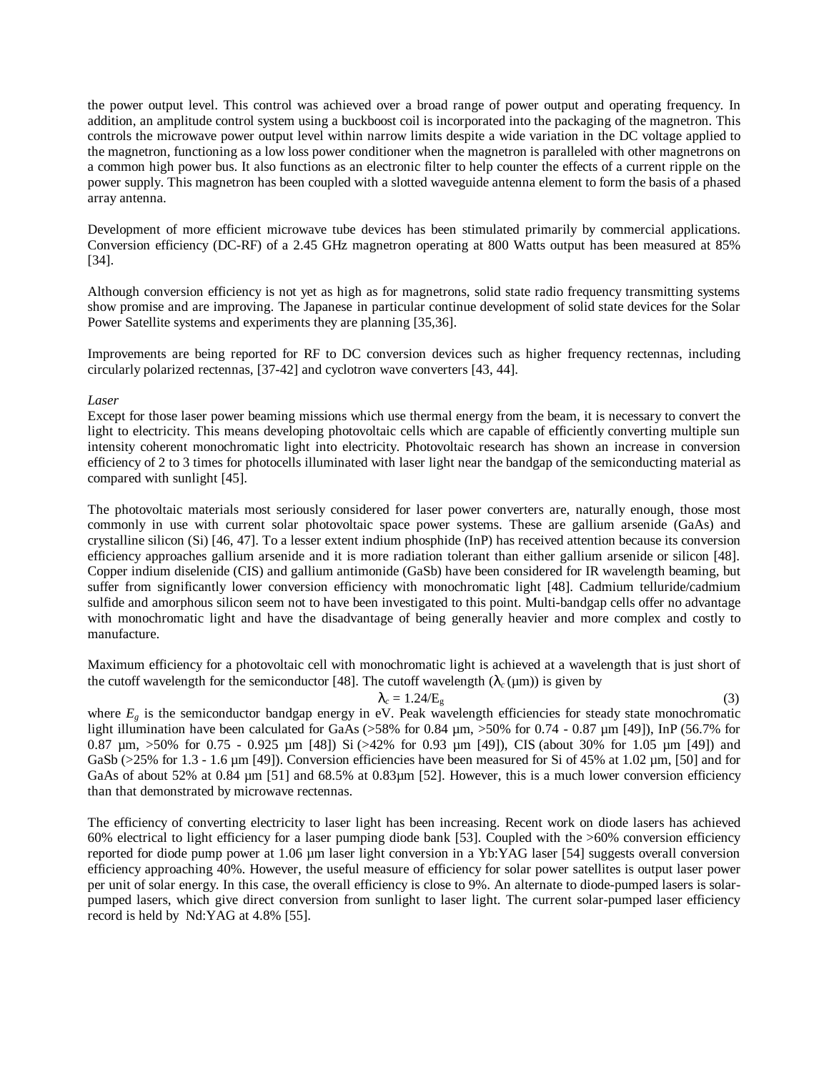the power output level. This control was achieved over a broad range of power output and operating frequency. In addition, an amplitude control system using a buckboost coil is incorporated into the packaging of the magnetron. This controls the microwave power output level within narrow limits despite a wide variation in the DC voltage applied to the magnetron, functioning as a low loss power conditioner when the magnetron is paralleled with other magnetrons on a common high power bus. It also functions as an electronic filter to help counter the effects of a current ripple on the power supply. This magnetron has been coupled with a slotted waveguide antenna element to form the basis of a phased array antenna.

Development of more efficient microwave tube devices has been stimulated primarily by commercial applications. Conversion efficiency (DC-RF) of a 2.45 GHz magnetron operating at 800 Watts output has been measured at 85% [34].

Although conversion efficiency is not yet as high as for magnetrons, solid state radio frequency transmitting systems show promise and are improving. The Japanese in particular continue development of solid state devices for the Solar Power Satellite systems and experiments they are planning [35,36].

Improvements are being reported for RF to DC conversion devices such as higher frequency rectennas, including circularly polarized rectennas, [37-42] and cyclotron wave converters [43, 44].

*Laser*

Except for those laser power beaming missions which use thermal energy from the beam, it is necessary to convert the light to electricity. This means developing photovoltaic cells which are capable of efficiently converting multiple sun intensity coherent monochromatic light into electricity. Photovoltaic research has shown an increase in conversion efficiency of 2 to 3 times for photocells illuminated with laser light near the bandgap of the semiconducting material as compared with sunlight [45].

The photovoltaic materials most seriously considered for laser power converters are, naturally enough, those most commonly in use with current solar photovoltaic space power systems. These are gallium arsenide (GaAs) and crystalline silicon (Si) [46, 47]. To a lesser extent indium phosphide (InP) has received attention because its conversion efficiency approaches gallium arsenide and it is more radiation tolerant than either gallium arsenide or silicon [48]. Copper indium diselenide (CIS) and gallium antimonide (GaSb) have been considered for IR wavelength beaming, but suffer from significantly lower conversion efficiency with monochromatic light [48]. Cadmium telluride/cadmium sulfide and amorphous silicon seem not to have been investigated to this point. Multi-bandgap cells offer no advantage with monochromatic light and have the disadvantage of being generally heavier and more complex and costly to manufacture.

Maximum efficiency for a photovoltaic cell with monochromatic light is achieved at a wavelength that is just short of the cutoff wavelength for the semiconductor [48]. The cutoff wavelength ($\lambda_c$ (µm)) is given by

$$\lambda_c = 1.24/E_g \qquad (3)$$

where $E_g$ is the semiconductor bandgap energy in eV. Peak wavelength efficiencies for steady state monochromatic light illumination have been calculated for GaAs (>58% for 0.84 µm, >50% for 0.74 - 0.87 µm [49]), InP (56.7% for 0.87 µm, >50% for 0.75 - 0.925 µm [48]) Si (>42% for 0.93 µm [49]), CIS (about 30% for 1.05 µm [49]) and GaSb (>25% for 1.3 - 1.6 µm [49]). Conversion efficiencies have been measured for Si of 45% at 1.02 µm, [50] and for GaAs of about 52% at 0.84 µm [51] and 68.5% at 0.83µm [52]. However, this is a much lower conversion efficiency than that demonstrated by microwave rectennas.

The efficiency of converting electricity to laser light has been increasing. Recent work on diode lasers has achieved 60% electrical to light efficiency for a laser pumping diode bank [53]. Coupled with the >60% conversion efficiency reported for diode pump power at 1.06 µm laser light conversion in a Yb:YAG laser [54] suggests overall conversion efficiency approaching 40%. However, the useful measure of efficiency for solar power satellites is output laser power per unit of solar energy. In this case, the overall efficiency is close to 9%. An alternate to diode-pumped lasers is solar-pumped lasers, which give direct conversion from sunlight to laser light. The current solar-pumped laser efficiency record is held by Nd:YAG at 4.8% [55].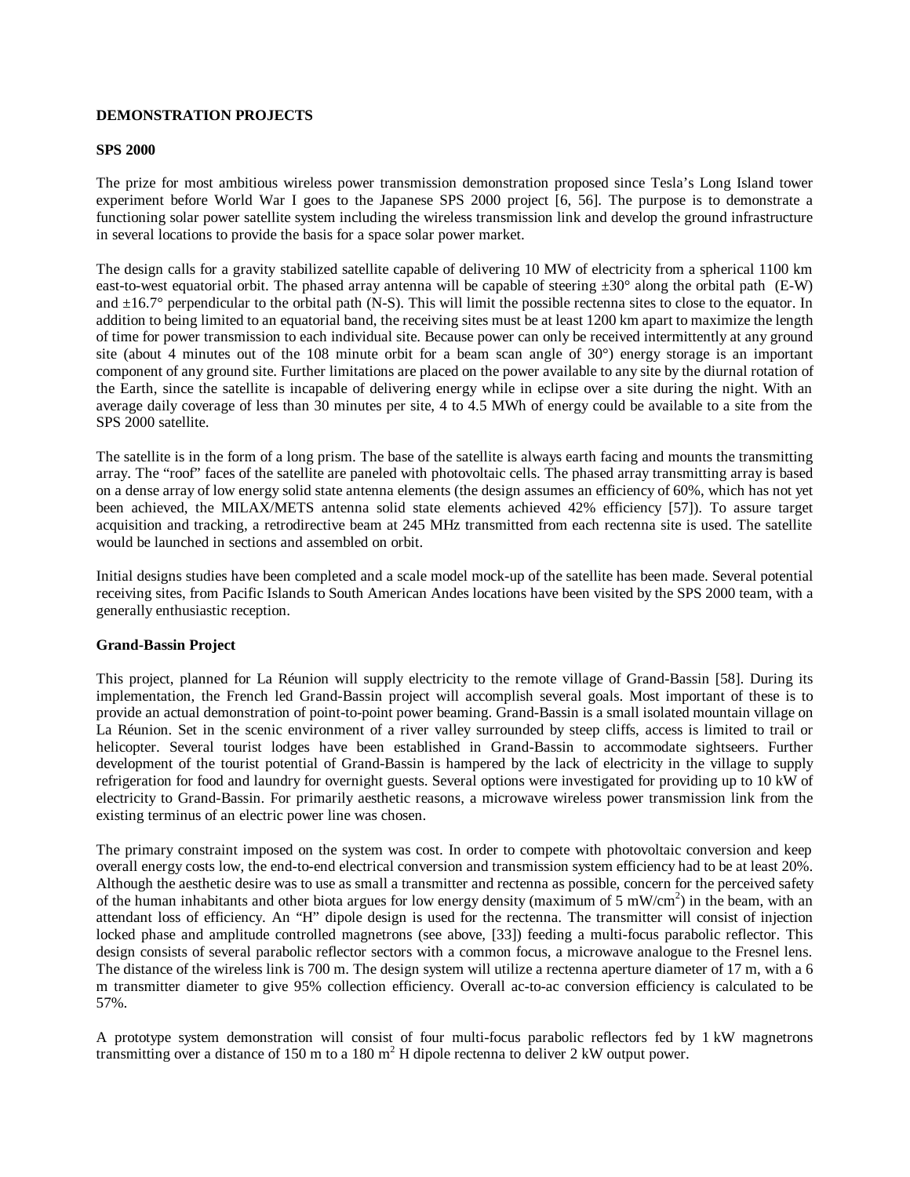## DEMONSTRATION PROJECTS

### SPS 2000

The prize for most ambitious wireless power transmission demonstration proposed since Tesla's Long Island tower experiment before World War I goes to the Japanese SPS 2000 project [6, 56]. The purpose is to demonstrate a functioning solar power satellite system including the wireless transmission link and develop the ground infrastructure in several locations to provide the basis for a space solar power market.

The design calls for a gravity stabilized satellite capable of delivering 10 MW of electricity from a spherical 1100 km east-to-west equatorial orbit. The phased array antenna will be capable of steering ±30° along the orbital path (E-W) and ±16.7° perpendicular to the orbital path (N-S). This will limit the possible rectenna sites to close to the equator. In addition to being limited to an equatorial band, the receiving sites must be at least 1200 km apart to maximize the length of time for power transmission to each individual site. Because power can only be received intermittently at any ground site (about 4 minutes out of the 108 minute orbit for a beam scan angle of 30°) energy storage is an important component of any ground site. Further limitations are placed on the power available to any site by the diurnal rotation of the Earth, since the satellite is incapable of delivering energy while in eclipse over a site during the night. With an average daily coverage of less than 30 minutes per site, 4 to 4.5 MWh of energy could be available to a site from the SPS 2000 satellite.

The satellite is in the form of a long prism. The base of the satellite is always earth facing and mounts the transmitting array. The "roof" faces of the satellite are paneled with photovoltaic cells. The phased array transmitting array is based on a dense array of low energy solid state antenna elements (the design assumes an efficiency of 60%, which has not yet been achieved, the MILAX/METS antenna solid state elements achieved 42% efficiency [57]). To assure target acquisition and tracking, a retrodirective beam at 245 MHz transmitted from each rectenna site is used. The satellite would be launched in sections and assembled on orbit.

Initial designs studies have been completed and a scale model mock-up of the satellite has been made. Several potential receiving sites, from Pacific Islands to South American Andes locations have been visited by the SPS 2000 team, with a generally enthusiastic reception.

### Grand-Bassin Project

This project, planned for La Réunion will supply electricity to the remote village of Grand-Bassin [58]. During its implementation, the French led Grand-Bassin project will accomplish several goals. Most important of these is to provide an actual demonstration of point-to-point power beaming. Grand-Bassin is a small isolated mountain village on La Réunion. Set in the scenic environment of a river valley surrounded by steep cliffs, access is limited to trail or helicopter. Several tourist lodges have been established in Grand-Bassin to accommodate sightseers. Further development of the tourist potential of Grand-Bassin is hampered by the lack of electricity in the village to supply refrigeration for food and laundry for overnight guests. Several options were investigated for providing up to 10 kW of electricity to Grand-Bassin. For primarily aesthetic reasons, a microwave wireless power transmission link from the existing terminus of an electric power line was chosen.

The primary constraint imposed on the system was cost. In order to compete with photovoltaic conversion and keep overall energy costs low, the end-to-end electrical conversion and transmission system efficiency had to be at least 20%. Although the aesthetic desire was to use as small a transmitter and rectenna as possible, concern for the perceived safety of the human inhabitants and other biota argues for low energy density (maximum of 5 $mW/cm^2$) in the beam, with an attendant loss of efficiency. An "H" dipole design is used for the rectenna. The transmitter will consist of injection locked phase and amplitude controlled magnetrons (see above, [33]) feeding a multi-focus parabolic reflector. This design consists of several parabolic reflector sectors with a common focus, a microwave analogue to the Fresnel lens. The distance of the wireless link is 700 m. The design system will utilize a rectenna aperture diameter of 17 m, with a 6 m transmitter diameter to give 95% collection efficiency. Overall ac-to-ac conversion efficiency is calculated to be 57%.

A prototype system demonstration will consist of four multi-focus parabolic reflectors fed by 1 kW magnetrons transmitting over a distance of 150 m to a 180 $m^2$ H dipole rectenna to deliver 2 kW output power.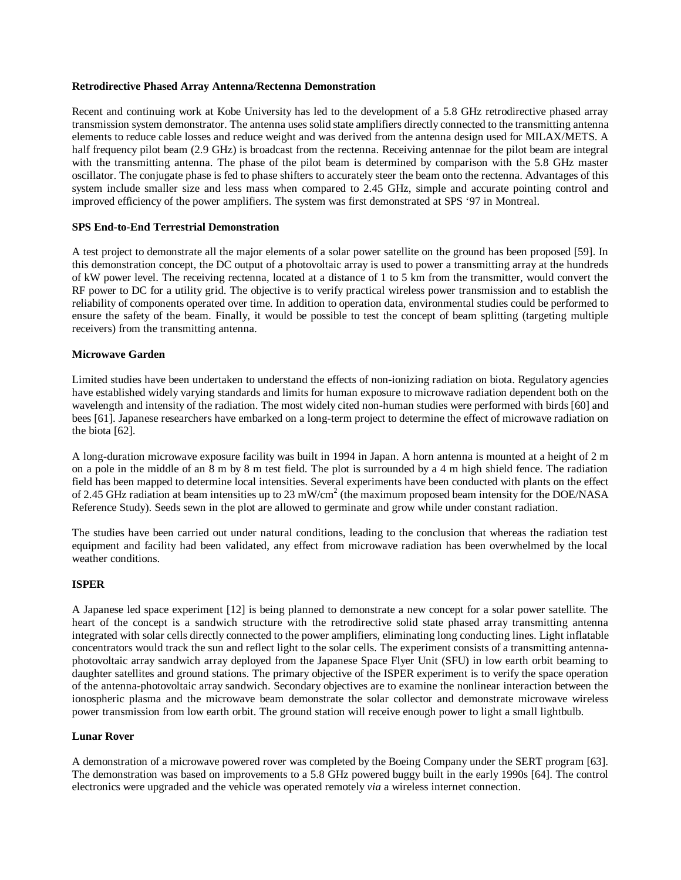### Retrodirective Phased Array Antenna/Rectenna Demonstration

Recent and continuing work at Kobe University has led to the development of a 5.8 GHz retrodirective phased array transmission system demonstrator. The antenna uses solid state amplifiers directly connected to the transmitting antenna elements to reduce cable losses and reduce weight and was derived from the antenna design used for MILAX/METS. A half frequency pilot beam (2.9 GHz) is broadcast from the rectenna. Receiving antennae for the pilot beam are integral with the transmitting antenna. The phase of the pilot beam is determined by comparison with the 5.8 GHz master oscillator. The conjugate phase is fed to phase shifters to accurately steer the beam onto the rectenna. Advantages of this system include smaller size and less mass when compared to 2.45 GHz, simple and accurate pointing control and improved efficiency of the power amplifiers. The system was first demonstrated at SPS '97 in Montreal.

### SPS End-to-End Terrestrial Demonstration

A test project to demonstrate all the major elements of a solar power satellite on the ground has been proposed [59]. In this demonstration concept, the DC output of a photovoltaic array is used to power a transmitting array at the hundreds of kW power level. The receiving rectenna, located at a distance of 1 to 5 km from the transmitter, would convert the RF power to DC for a utility grid. The objective is to verify practical wireless power transmission and to establish the reliability of components operated over time. In addition to operation data, environmental studies could be performed to ensure the safety of the beam. Finally, it would be possible to test the concept of beam splitting (targeting multiple receivers) from the transmitting antenna.

### Microwave Garden

Limited studies have been undertaken to understand the effects of non-ionizing radiation on biota. Regulatory agencies have established widely varying standards and limits for human exposure to microwave radiation dependent both on the wavelength and intensity of the radiation. The most widely cited non-human studies were performed with birds [60] and bees [61]. Japanese researchers have embarked on a long-term project to determine the effect of microwave radiation on the biota [62].

A long-duration microwave exposure facility was built in 1994 in Japan. A horn antenna is mounted at a height of 2 m on a pole in the middle of an 8 m by 8 m test field. The plot is surrounded by a 4 m high shield fence. The radiation field has been mapped to determine local intensities. Several experiments have been conducted with plants on the effect of 2.45 GHz radiation at beam intensities up to 23 mW/cm$^2$ (the maximum proposed beam intensity for the DOE/NASA Reference Study). Seeds sewn in the plot are allowed to germinate and grow while under constant radiation.

The studies have been carried out under natural conditions, leading to the conclusion that whereas the radiation test equipment and facility had been validated, any effect from microwave radiation has been overwhelmed by the local weather conditions.

### ISPER

A Japanese led space experiment [12] is being planned to demonstrate a new concept for a solar power satellite. The heart of the concept is a sandwich structure with the retrodirective solid state phased array transmitting antenna integrated with solar cells directly connected to the power amplifiers, eliminating long conducting lines. Light inflatable concentrators would track the sun and reflect light to the solar cells. The experiment consists of a transmitting antenna-photovoltaic array sandwich array deployed from the Japanese Space Flyer Unit (SFU) in low earth orbit beaming to daughter satellites and ground stations. The primary objective of the ISPER experiment is to verify the space operation of the antenna-photovoltaic array sandwich. Secondary objectives are to examine the nonlinear interaction between the ionospheric plasma and the microwave beam demonstrate the solar collector and demonstrate microwave wireless power transmission from low earth orbit. The ground station will receive enough power to light a small lightbulb.

### Lunar Rover

A demonstration of a microwave powered rover was completed by the Boeing Company under the SERT program [63]. The demonstration was based on improvements to a 5.8 GHz powered buggy built in the early 1990s [64]. The control electronics were upgraded and the vehicle was operated remotely *via* a wireless internet connection.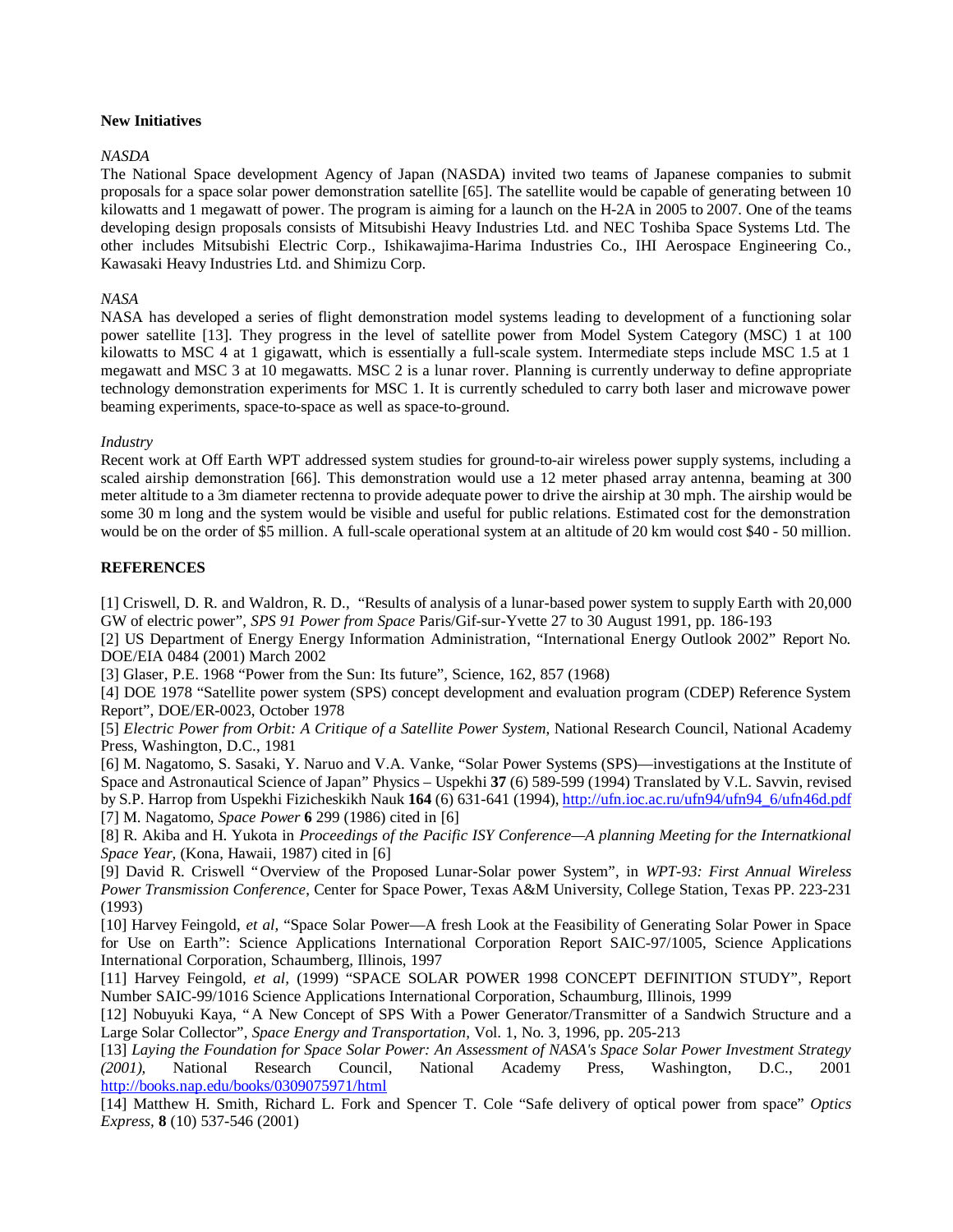**New Initiatives**

*NASDA*

The National Space development Agency of Japan (NASDA) invited two teams of Japanese companies to submit proposals for a space solar power demonstration satellite [65]. The satellite would be capable of generating between 10 kilowatts and 1 megawatt of power. The program is aiming for a launch on the H-2A in 2005 to 2007. One of the teams developing design proposals consists of Mitsubishi Heavy Industries Ltd. and NEC Toshiba Space Systems Ltd. The other includes Mitsubishi Electric Corp., Ishikawajima-Harima Industries Co., IHI Aerospace Engineering Co., Kawasaki Heavy Industries Ltd. and Shimizu Corp.

*NASA*

NASA has developed a series of flight demonstration model systems leading to development of a functioning solar power satellite [13]. They progress in the level of satellite power from Model System Category (MSC) 1 at 100 kilowatts to MSC 4 at 1 gigawatt, which is essentially a full-scale system. Intermediate steps include MSC 1.5 at 1 megawatt and MSC 3 at 10 megawatts. MSC 2 is a lunar rover. Planning is currently underway to define appropriate technology demonstration experiments for MSC 1. It is currently scheduled to carry both laser and microwave power beaming experiments, space-to-space as well as space-to-ground.

*Industry*

Recent work at Off Earth WPT addressed system studies for ground-to-air wireless power supply systems, including a scaled airship demonstration [66]. This demonstration would use a 12 meter phased array antenna, beaming at 300 meter altitude to a 3m diameter rectenna to provide adequate power to drive the airship at 30 mph. The airship would be some 30 m long and the system would be visible and useful for public relations. Estimated cost for the demonstration would be on the order of $5 million. A full-scale operational system at an altitude of 20 km would cost $40 - 50 million.

**REFERENCES**

[1] Criswell, D. R. and Waldron, R. D., "Results of analysis of a lunar-based power system to supply Earth with 20,000 GW of electric power", *SPS 91 Power from Space* Paris/Gif-sur-Yvette 27 to 30 August 1991, pp. 186-193

[2] US Department of Energy Energy Information Administration, "International Energy Outlook 2002" Report No. DOE/EIA 0484 (2001) March 2002

[3] Glaser, P.E. 1968 "Power from the Sun: Its future", Science, 162, 857 (1968)

[4] DOE 1978 "Satellite power system (SPS) concept development and evaluation program (CDEP) Reference System Report", DOE/ER-0023, October 1978

[5] *Electric Power from Orbit: A Critique of a Satellite Power System*, National Research Council, National Academy Press, Washington, D.C., 1981

[6] M. Nagatomo, S. Sasaki, Y. Naruo and V.A. Vanke, "Solar Power Systems (SPS)—investigations at the Institute of Space and Astronautical Science of Japan" Physics – Uspekhi **37** (6) 589-599 (1994) Translated by V.L. Savvin, revised by S.P. Harrop from Uspekhi Fizicheskikh Nauk **164** (6) 631-641 (1994), http://ufn.ioc.ac.ru/ufn94/ufn94_6/ufn46d.pdf

[7] M. Nagatomo, *Space Power* **6** 299 (1986) cited in [6]

[8] R. Akiba and H. Yukota in *Proceedings of the Pacific ISY Conference—A planning Meeting for the Internatkional Space Year,* (Kona, Hawaii, 1987) cited in [6]

[9] David R. Criswell "Overview of the Proposed Lunar-Solar power System", in *WPT-93: First Annual Wireless Power Transmission Conference*, Center for Space Power, Texas A&M University, College Station, Texas PP. 223-231 (1993)

[10] Harvey Feingold, *et al*, "Space Solar Power—A fresh Look at the Feasibility of Generating Solar Power in Space for Use on Earth": Science Applications International Corporation Report SAIC-97/1005, Science Applications International Corporation, Schaumberg, Illinois, 1997

[11] Harvey Feingold, *et al,* (1999) "SPACE SOLAR POWER 1998 CONCEPT DEFINITION STUDY", Report Number SAIC-99/1016 Science Applications International Corporation, Schaumburg, Illinois, 1999

[12] Nobuyuki Kaya, "A New Concept of SPS With a Power Generator/Transmitter of a Sandwich Structure and a Large Solar Collector", *Space Energy and Transportation*, Vol. 1, No. 3, 1996, pp. 205-213

[13] *Laying the Foundation for Space Solar Power: An Assessment of NASA's Space Solar Power Investment Strategy (2001),* National Research Council, National Academy Press, Washington, D.C., 2001 http://books.nap.edu/books/0309075971/html

[14] Matthew H. Smith, Richard L. Fork and Spencer T. Cole "Safe delivery of optical power from space" *Optics Express*, **8** (10) 537-546 (2001)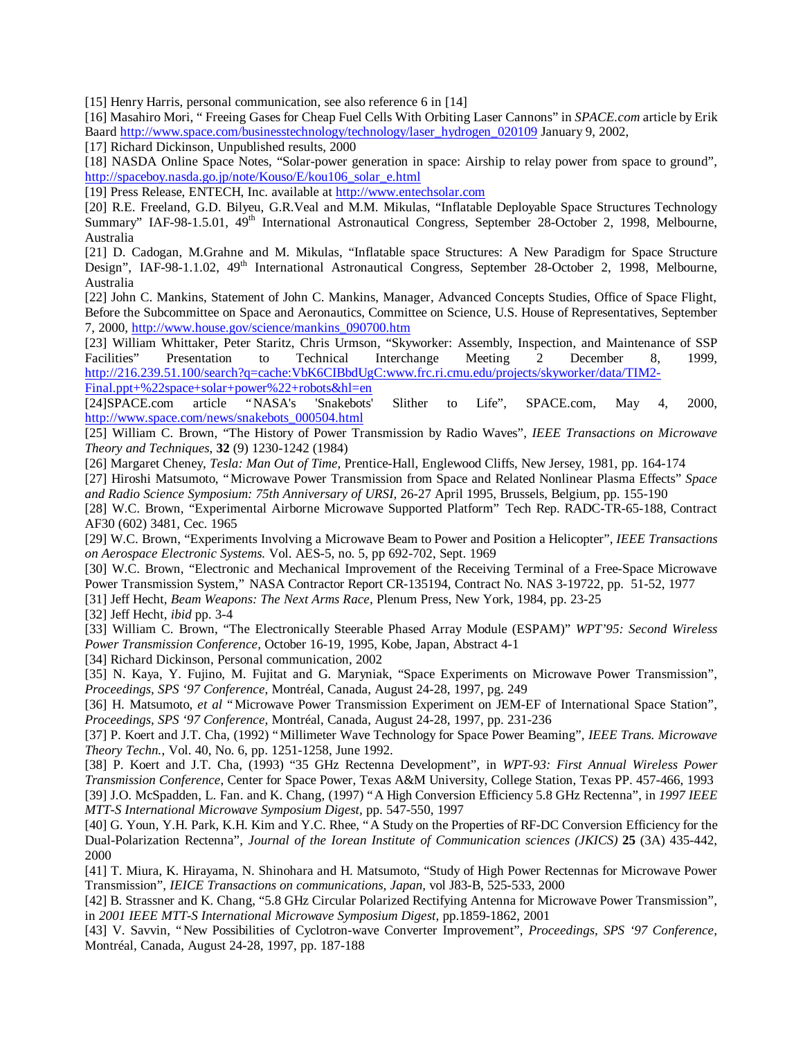[15] Henry Harris, personal communication, see also reference 6 in [14]

[16] Masahiro Mori, " Freeing Gases for Cheap Fuel Cells With Orbiting Laser Cannons" in *SPACE.com* article by Erik Baard http://www.space.com/businesstechnology/technology/laser_hydrogen_020109 January 9, 2002,

[17] Richard Dickinson, Unpublished results, 2000

[18] NASDA Online Space Notes, "Solar-power generation in space: Airship to relay power from space to ground", http://spaceboy.nasda.go.jp/note/Kouso/E/kou106_solar_e.html

[19] Press Release, ENTECH, Inc. available at http://www.entechsolar.com

[20] R.E. Freeland, G.D. Bilyeu, G.R.Veal and M.M. Mikulas, "Inflatable Deployable Space Structures Technology Summary" IAF-98-1.5.01, 49th International Astronautical Congress, September 28-October 2, 1998, Melbourne, Australia

[21] D. Cadogan, M.Grahne and M. Mikulas, "Inflatable space Structures: A New Paradigm for Space Structure Design", IAF-98-1.1.02, 49th International Astronautical Congress, September 28-October 2, 1998, Melbourne, Australia

[22] John C. Mankins, Statement of John C. Mankins, Manager, Advanced Concepts Studies, Office of Space Flight, Before the Subcommittee on Space and Aeronautics, Committee on Science, U.S. House of Representatives, September 7, 2000, http://www.house.gov/science/mankins_090700.htm

[23] William Whittaker, Peter Staritz, Chris Urmson, "Skyworker: Assembly, Inspection, and Maintenance of SSP Facilities" Presentation to Technical Interchange Meeting 2 December 8, 1999, http://216.239.51.100/search?q=cache:VbK6CIBbdUgC:www.frc.ri.cmu.edu/projects/skyworker/data/TIM2-Final.ppt+%22space+solar+power%22+robots&hl=en

[24]SPACE.com article "NASA's 'Snakebots' Slither to Life", SPACE.com, May 4, 2000, http://www.space.com/news/snakebots_000504.html

[25] William C. Brown, "The History of Power Transmission by Radio Waves", *IEEE Transactions on Microwave Theory and Techniques*, **32** (9) 1230-1242 (1984)

[26] Margaret Cheney, *Tesla: Man Out of Time*, Prentice-Hall, Englewood Cliffs, New Jersey, 1981, pp. 164-174

[27] Hiroshi Matsumoto, "Microwave Power Transmission from Space and Related Nonlinear Plasma Effects" *Space and Radio Science Symposium: 75th Anniversary of URSI,* 26-27 April 1995, Brussels, Belgium, pp. 155-190

[28] W.C. Brown, "Experimental Airborne Microwave Supported Platform" Tech Rep. RADC-TR-65-188, Contract AF30 (602) 3481, Cec. 1965

[29] W.C. Brown, "Experiments Involving a Microwave Beam to Power and Position a Helicopter", *IEEE Transactions on Aerospace Electronic Systems.* Vol. AES-5, no. 5, pp 692-702, Sept. 1969

[30] W.C. Brown, "Electronic and Mechanical Improvement of the Receiving Terminal of a Free-Space Microwave Power Transmission System," NASA Contractor Report CR-135194, Contract No. NAS 3-19722, pp. 51-52, 1977

[31] Jeff Hecht, *Beam Weapons: The Next Arms Race,* Plenum Press, New York, 1984, pp. 23-25

[32] Jeff Hecht, *ibid* pp. 3-4

[33] William C. Brown, "The Electronically Steerable Phased Array Module (ESPAM)" *WPT'95: Second Wireless Power Transmission Conference,* October 16-19, 1995, Kobe, Japan, Abstract 4-1

[34] Richard Dickinson, Personal communication, 2002

[35] N. Kaya, Y. Fujino, M. Fujitat and G. Maryniak, "Space Experiments on Microwave Power Transmission", *Proceedings, SPS '97 Conference,* Montréal, Canada, August 24-28, 1997, pg. 249

[36] H. Matsumoto, *et al* "Microwave Power Transmission Experiment on JEM-EF of International Space Station", *Proceedings, SPS '97 Conference,* Montréal, Canada, August 24-28, 1997, pp. 231-236

[37] P. Koert and J.T. Cha, (1992) "Millimeter Wave Technology for Space Power Beaming", *IEEE Trans. Microwave Theory Techn.*, Vol. 40, No. 6, pp. 1251-1258, June 1992.

[38] P. Koert and J.T. Cha, (1993) "35 GHz Rectenna Development", in *WPT-93: First Annual Wireless Power Transmission Conference*, Center for Space Power, Texas A&M University, College Station, Texas PP. 457-466, 1993

[39] J.O. McSpadden, L. Fan. and K. Chang, (1997) "A High Conversion Efficiency 5.8 GHz Rectenna", in *1997 IEEE MTT-S International Microwave Symposium Digest*, pp. 547-550, 1997

[40] G. Youn, Y.H. Park, K.H. Kim and Y.C. Rhee, "A Study on the Properties of RF-DC Conversion Efficiency for the Dual-Polarization Rectenna", *Journal of the Iorean Institute of Communication sciences (JKICS)* **25** (3A) 435-442, 2000

[41] T. Miura, K. Hirayama, N. Shinohara and H. Matsumoto, "Study of High Power Rectennas for Microwave Power Transmission", *IEICE Transactions on communications, Japan,* vol J83-B, 525-533, 2000

[42] B. Strassner and K. Chang, "5.8 GHz Circular Polarized Rectifying Antenna for Microwave Power Transmission", in *2001 IEEE MTT-S International Microwave Symposium Digest,* pp.1859-1862, 2001

[43] V. Savvin, "New Possibilities of Cyclotron-wave Converter Improvement", *Proceedings, SPS '97 Conference,* Montréal, Canada, August 24-28, 1997, pp. 187-188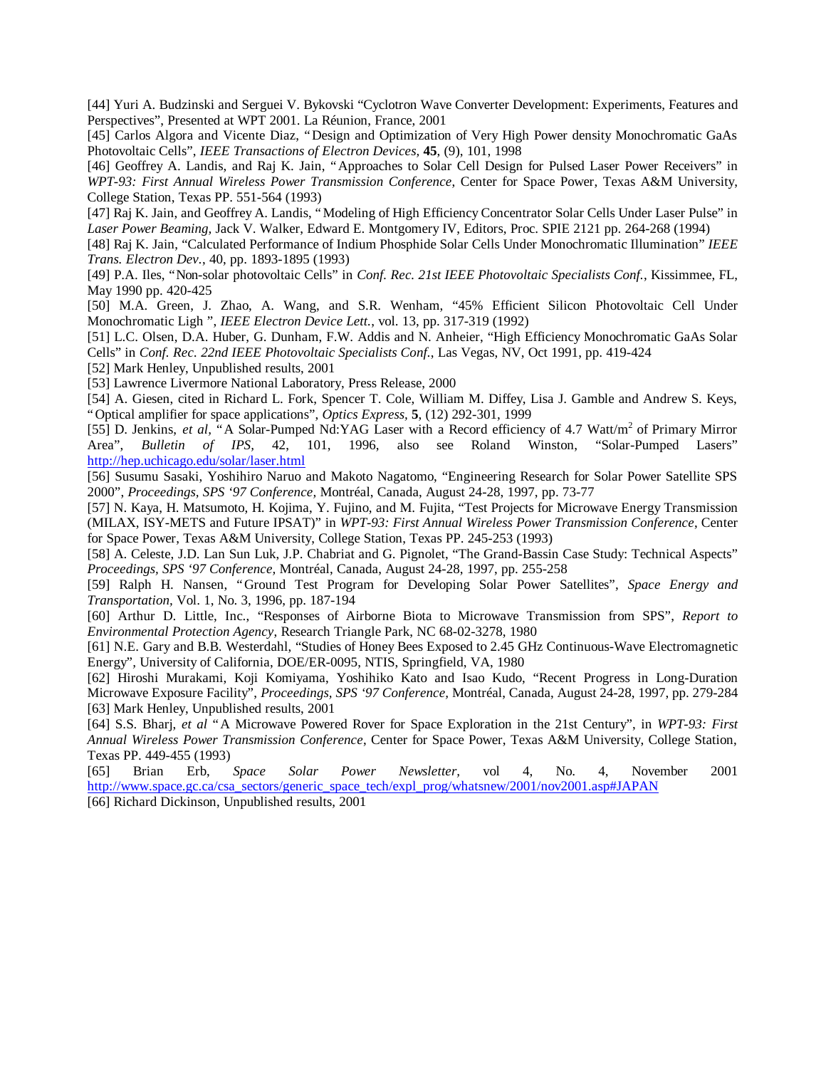[44] Yuri A. Budzinski and Serguei V. Bykovski “Cyclotron Wave Converter Development: Experiments, Features and Perspectives”, Presented at WPT 2001. La Réunion, France, 2001

[45] Carlos Algora and Vicente Diaz, “Design and Optimization of Very High Power density Monochromatic GaAs Photovoltaic Cells”, *IEEE Transactions of Electron Devices*, **45**, (9), 101, 1998

[46] Geoffrey A. Landis, and Raj K. Jain, “Approaches to Solar Cell Design for Pulsed Laser Power Receivers” in *WPT-93: First Annual Wireless Power Transmission Conference*, Center for Space Power, Texas A&M University, College Station, Texas PP. 551-564 (1993)

[47] Raj K. Jain, and Geoffrey A. Landis, “Modeling of High Efficiency Concentrator Solar Cells Under Laser Pulse” in *Laser Power Beaming,* Jack V. Walker, Edward E. Montgomery IV, Editors, Proc. SPIE 2121 pp. 264-268 (1994)

[48] Raj K. Jain, “Calculated Performance of Indium Phosphide Solar Cells Under Monochromatic Illumination” *IEEE Trans. Electron Dev.*, 40, pp. 1893-1895 (1993)

[49] P.A. Iles, “Non-solar photovoltaic Cells” in *Conf. Rec. 21st IEEE Photovoltaic Specialists Conf.*, Kissimmee, FL, May 1990 pp. 420-425

[50] M.A. Green, J. Zhao, A. Wang, and S.R. Wenham, “45% Efficient Silicon Photovoltaic Cell Under Monochromatic Ligh ”, *IEEE Electron Device Lett.*, vol. 13, pp. 317-319 (1992)

[51] L.C. Olsen, D.A. Huber, G. Dunham, F.W. Addis and N. Anheier, “High Efficiency Monochromatic GaAs Solar Cells” in *Conf. Rec. 22nd IEEE Photovoltaic Specialists Conf.*, Las Vegas, NV, Oct 1991, pp. 419-424

[52] Mark Henley, Unpublished results, 2001

[53] Lawrence Livermore National Laboratory, Press Release, 2000

[54] A. Giesen, cited in Richard L. Fork, Spencer T. Cole, William M. Diffey, Lisa J. Gamble and Andrew S. Keys, “Optical amplifier for space applications”, *Optics Express*, **5**, (12) 292-301, 1999

[55] D. Jenkins, *et al*, “A Solar-Pumped Nd:YAG Laser with a Record efficiency of 4.7 Watt/m$^2$ of Primary Mirror Area”, *Bulletin of IPS*, 42, 101, 1996, also see Roland Winston, “Solar-Pumped Lasers” http://hep.uchicago.edu/solar/laser.html

[56] Susumu Sasaki, Yoshihiro Naruo and Makoto Nagatomo, “Engineering Research for Solar Power Satellite SPS 2000”, *Proceedings, SPS ‘97 Conference*, Montréal, Canada, August 24-28, 1997, pp. 73-77

[57] N. Kaya, H. Matsumoto, H. Kojima, Y. Fujino, and M. Fujita, “Test Projects for Microwave Energy Transmission (MILAX, ISY-METS and Future IPSAT)” in *WPT-93: First Annual Wireless Power Transmission Conference*, Center for Space Power, Texas A&M University, College Station, Texas PP. 245-253 (1993)

[58] A. Celeste, J.D. Lan Sun Luk, J.P. Chabriat and G. Pignolet, “The Grand-Bassin Case Study: Technical Aspects” *Proceedings, SPS ‘97 Conference*, Montréal, Canada, August 24-28, 1997, pp. 255-258

[59] Ralph H. Nansen, “Ground Test Program for Developing Solar Power Satellites”, *Space Energy and Transportation*, Vol. 1, No. 3, 1996, pp. 187-194

[60] Arthur D. Little, Inc., “Responses of Airborne Biota to Microwave Transmission from SPS”, *Report to Environmental Protection Agency*, Research Triangle Park, NC 68-02-3278, 1980

[61] N.E. Gary and B.B. Westerdahl, “Studies of Honey Bees Exposed to 2.45 GHz Continuous-Wave Electromagnetic Energy”, University of California, DOE/ER-0095, NTIS, Springfield, VA, 1980

[62] Hiroshi Murakami, Koji Komiyama, Yoshihiko Kato and Isao Kudo, “Recent Progress in Long-Duration Microwave Exposure Facility”, *Proceedings, SPS ‘97 Conference*, Montréal, Canada, August 24-28, 1997, pp. 279-284

[63] Mark Henley, Unpublished results, 2001

[64] S.S. Bharj, *et al* “A Microwave Powered Rover for Space Exploration in the 21st Century”, in *WPT-93: First Annual Wireless Power Transmission Conference*, Center for Space Power, Texas A&M University, College Station, Texas PP. 449-455 (1993)

[65] Brian Erb, *Space Solar Power Newsletter*, vol 4, No. 4, November 2001 http://www.space.gc.ca/csa_sectors/generic_space_tech/expl_prog/whatsnew/2001/nov2001.asp#JAPAN

[66] Richard Dickinson, Unpublished results, 2001